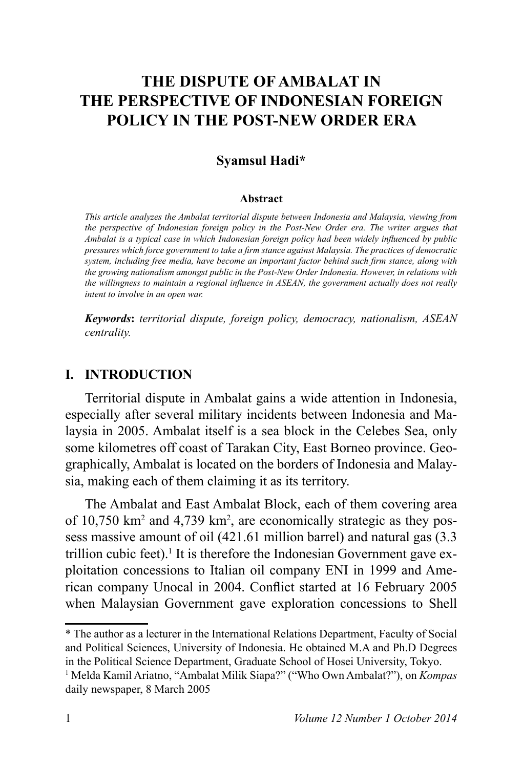# THE DISPUTE OF AMBALAT IN THE PERSPECTIVE OF INDONESIAN FOREIGN POLICY IN THE POST-NEW ORDER ERA

**Syamsul Hadi***

**Abstract**

*This article analyzes the Ambalat territorial dispute between Indonesia and Malaysia, viewing from the perspective of Indonesian foreign policy in the Post-New Order era. The writer argues that Ambalat is a typical case in which Indonesian foreign policy had been widely influenced by public pressures which force government to take a firm stance against Malaysia. The practices of democratic system, including free media, have become an important factor behind such firm stance, along with the growing nationalism amongst public in the Post-New Order Indonesia. However, in relations with the willingness to maintain a regional influence in ASEAN, the government actually does not really intent to involve in an open war.*

***Keywords*****:** *territorial dispute, foreign policy, democracy, nationalism, ASEAN centrality.*

## I. INTRODUCTION

Territorial dispute in Ambalat gains a wide attention in Indonesia, especially after several military incidents between Indonesia and Malaysia in 2005. Ambalat itself is a sea block in the Celebes Sea, only some kilometres off coast of Tarakan City, East Borneo province. Geographically, Ambalat is located on the borders of Indonesia and Malaysia, making each of them claiming it as its territory.

The Ambalat and East Ambalat Block, each of them covering area of 10,750 km$^2$ and 4,739 km$^2$, are economically strategic as they possess massive amount of oil (421.61 million barrel) and natural gas (3.3 trillion cubic feet).[1] It is therefore the Indonesian Government gave exploitation concessions to Italian oil company ENI in 1999 and American company Unocal in 2004. Conflict started at 16 February 2005 when Malaysian Government gave exploration concessions to Shell

---

\* The author as a lecturer in the International Relations Department, Faculty of Social and Political Sciences, University of Indonesia. He obtained M.A and Ph.D Degrees in the Political Science Department, Graduate School of Hosei University, Tokyo.

[1] Melda Kamil Ariatno, "Ambalat Milik Siapa?" ("Who Own Ambalat?"), on *Kompas* daily newspaper, 8 March 2005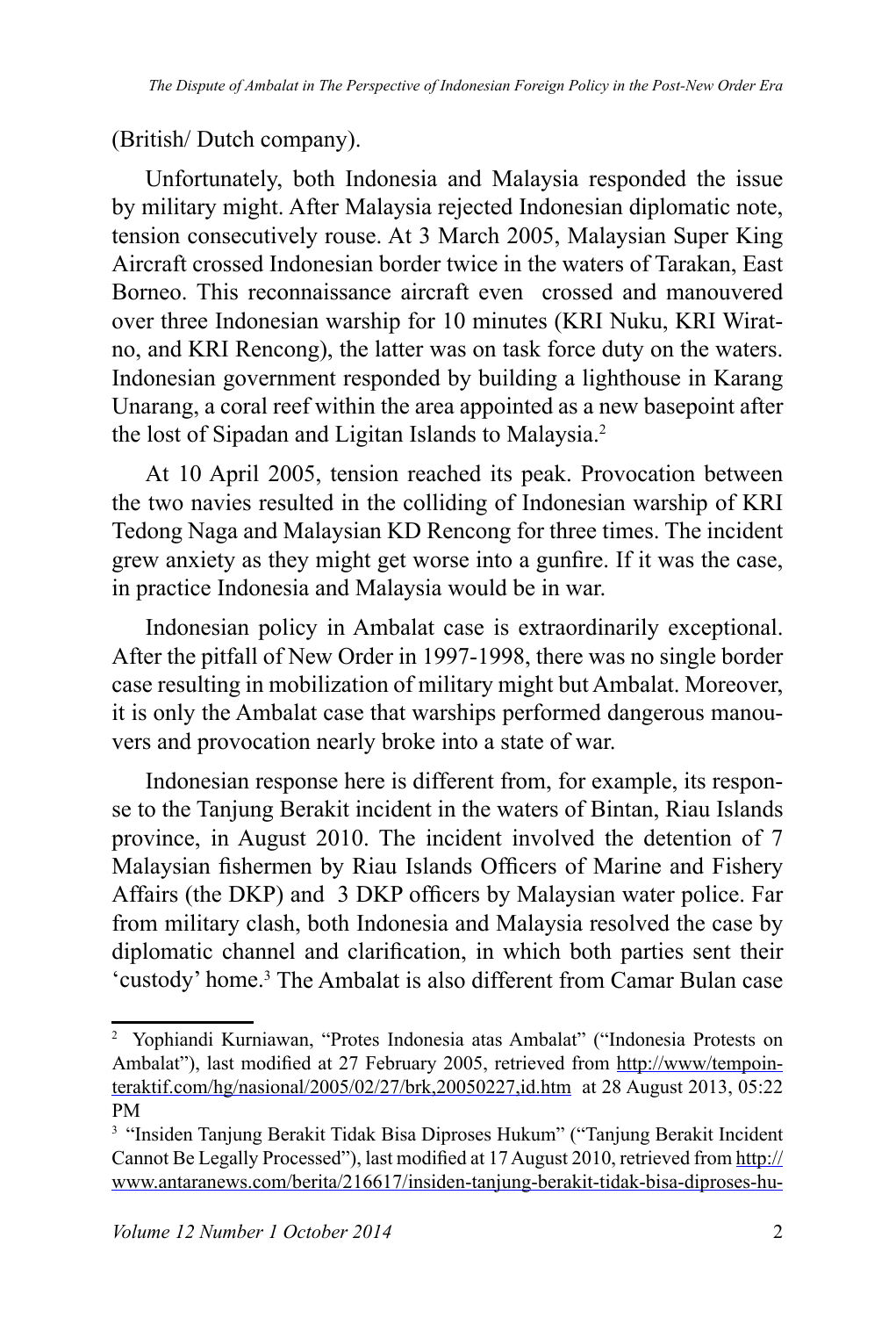(British/ Dutch company).

Unfortunately, both Indonesia and Malaysia responded the issue by military might. After Malaysia rejected Indonesian diplomatic note, tension consecutively rouse. At 3 March 2005, Malaysian Super King Aircraft crossed Indonesian border twice in the waters of Tarakan, East Borneo. This reconnaissance aircraft even crossed and manouvered over three Indonesian warship for 10 minutes (KRI Nuku, KRI Wiratno, and KRI Rencong), the latter was on task force duty on the waters. Indonesian government responded by building a lighthouse in Karang Unarang, a coral reef within the area appointed as a new basepoint after the lost of Sipadan and Ligitan Islands to Malaysia.[2]

At 10 April 2005, tension reached its peak. Provocation between the two navies resulted in the colliding of Indonesian warship of KRI Tedong Naga and Malaysian KD Rencong for three times. The incident grew anxiety as they might get worse into a gunfire. If it was the case, in practice Indonesia and Malaysia would be in war.

Indonesian policy in Ambalat case is extraordinarily exceptional. After the pitfall of New Order in 1997-1998, there was no single border case resulting in mobilization of military might but Ambalat. Moreover, it is only the Ambalat case that warships performed dangerous manouvers and provocation nearly broke into a state of war.

Indonesian response here is different from, for example, its response to the Tanjung Berakit incident in the waters of Bintan, Riau Islands province, in August 2010. The incident involved the detention of 7 Malaysian fishermen by Riau Islands Officers of Marine and Fishery Affairs (the DKP) and 3 DKP officers by Malaysian water police. Far from military clash, both Indonesia and Malaysia resolved the case by diplomatic channel and clarification, in which both parties sent their 'custody' home.[3] The Ambalat is also different from Camar Bulan case

---

[2] Yophiandi Kurniawan, "Protes Indonesia atas Ambalat" ("Indonesia Protests on Ambalat"), last modified at 27 February 2005, retrieved from http://www/tempointeraktif.com/hg/nasional/2005/02/27/brk,20050227,id.htm at 28 August 2013, 05:22 PM

[3] "Insiden Tanjung Berakit Tidak Bisa Diproses Hukum" ("Tanjung Berakit Incident Cannot Be Legally Processed"), last modified at 17 August 2010, retrieved from http://www.antaranews.com/berita/216617/insiden-tanjung-berakit-tidak-bisa-diproses-hu-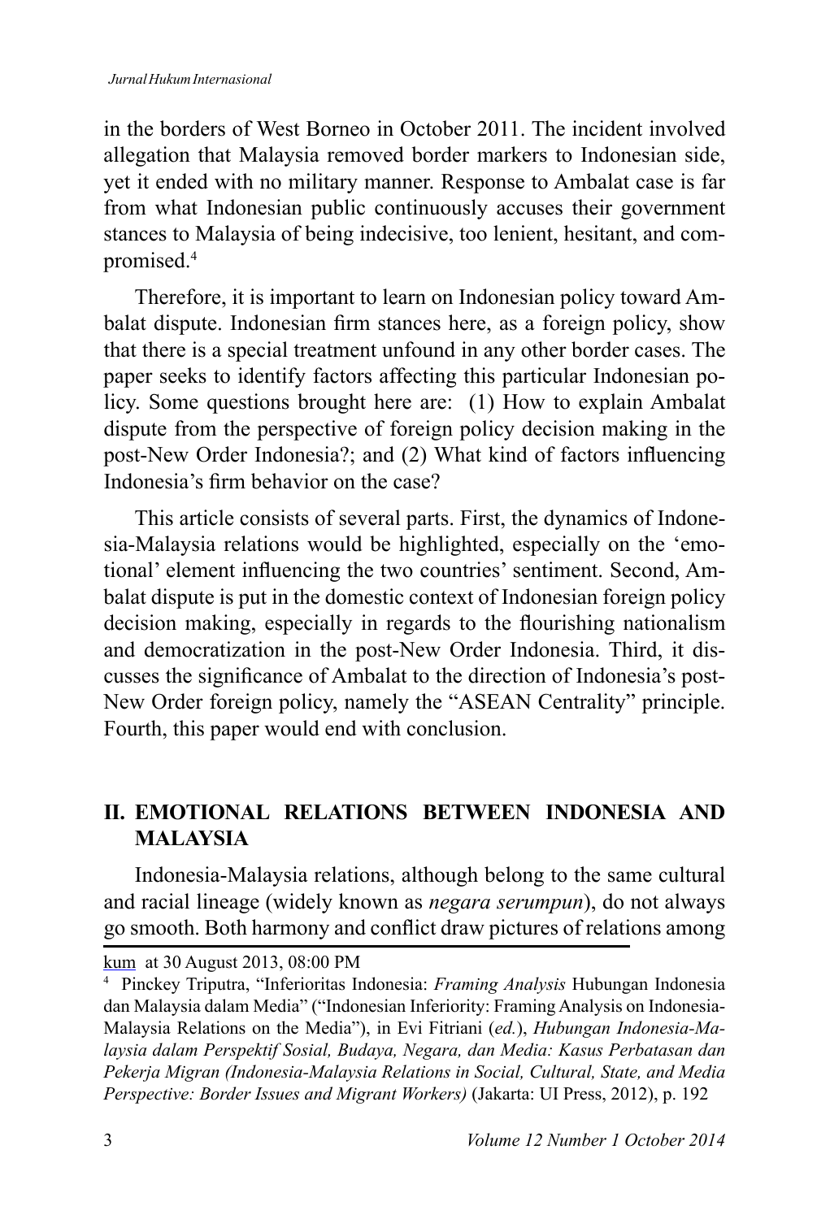in the borders of West Borneo in October 2011. The incident involved allegation that Malaysia removed border markers to Indonesian side, yet it ended with no military manner. Response to Ambalat case is far from what Indonesian public continuously accuses their government stances to Malaysia of being indecisive, too lenient, hesitant, and compromised.[4]

Therefore, it is important to learn on Indonesian policy toward Ambalat dispute. Indonesian firm stances here, as a foreign policy, show that there is a special treatment unfound in any other border cases. The paper seeks to identify factors affecting this particular Indonesian policy. Some questions brought here are: (1) How to explain Ambalat dispute from the perspective of foreign policy decision making in the post-New Order Indonesia?; and (2) What kind of factors influencing Indonesia's firm behavior on the case?

This article consists of several parts. First, the dynamics of Indonesia-Malaysia relations would be highlighted, especially on the 'emotional' element influencing the two countries' sentiment. Second, Ambalat dispute is put in the domestic context of Indonesian foreign policy decision making, especially in regards to the flourishing nationalism and democratization in the post-New Order Indonesia. Third, it discusses the significance of Ambalat to the direction of Indonesia's post-New Order foreign policy, namely the "ASEAN Centrality" principle. Fourth, this paper would end with conclusion.

## II. EMOTIONAL RELATIONS BETWEEN INDONESIA AND MALAYSIA

Indonesia-Malaysia relations, although belong to the same cultural and racial lineage (widely known as *negara serumpun*), do not always go smooth. Both harmony and conflict draw pictures of relations among

---

kum at 30 August 2013, 08:00 PM

[4] Pinckey Triputra, "Inferioritas Indonesia: *Framing Analysis* Hubungan Indonesia dan Malaysia dalam Media" ("Indonesian Inferiority: Framing Analysis on Indonesia-Malaysia Relations on the Media"), in Evi Fitriani (*ed.*), *Hubungan Indonesia-Malaysia dalam Perspektif Sosial, Budaya, Negara, dan Media: Kasus Perbatasan dan Pekerja Migran (Indonesia-Malaysia Relations in Social, Cultural, State, and Media Perspective: Border Issues and Migrant Workers)* (Jakarta: UI Press, 2012), p. 192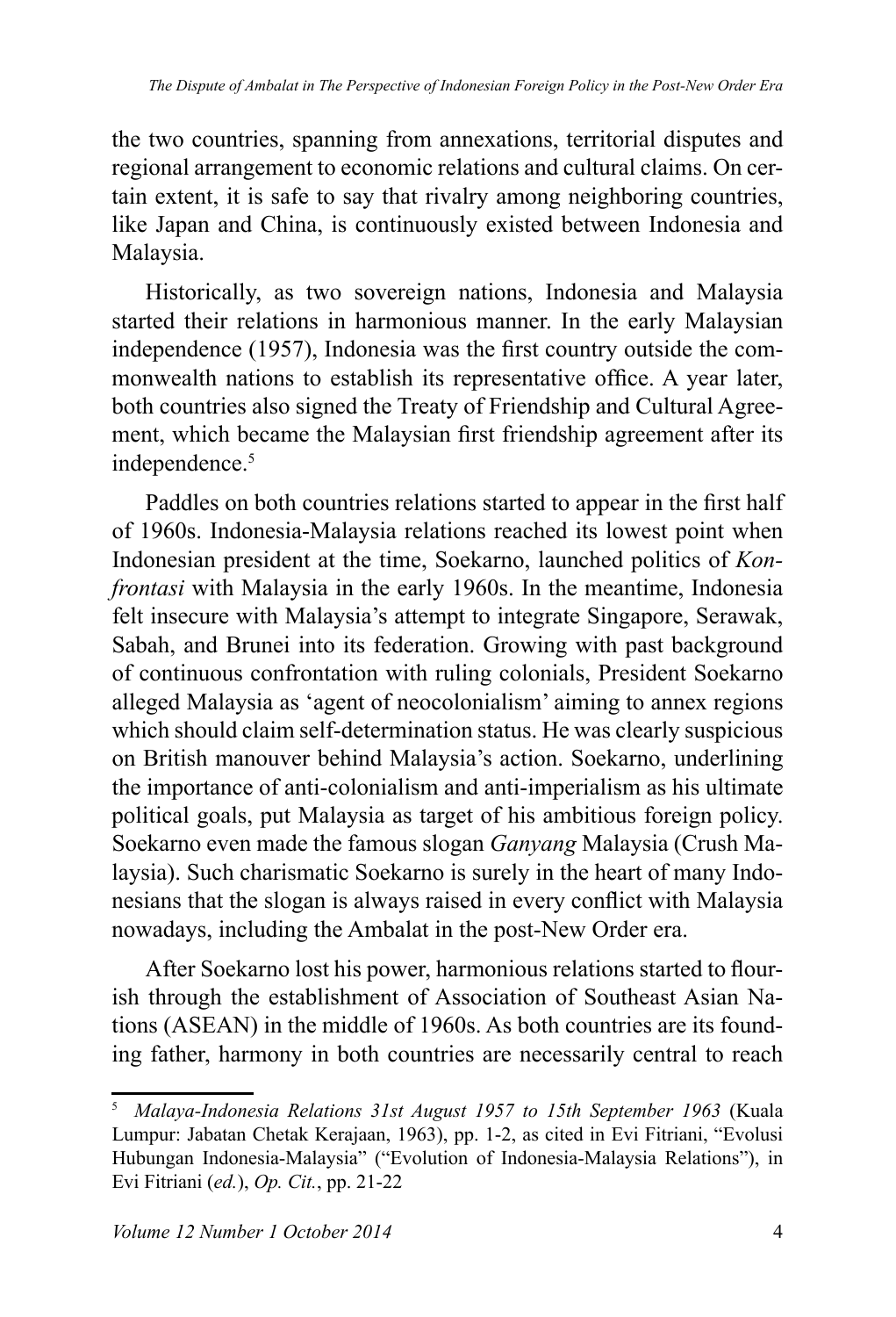the two countries, spanning from annexations, territorial disputes and regional arrangement to economic relations and cultural claims. On certain extent, it is safe to say that rivalry among neighboring countries, like Japan and China, is continuously existed between Indonesia and Malaysia.

Historically, as two sovereign nations, Indonesia and Malaysia started their relations in harmonious manner. In the early Malaysian independence (1957), Indonesia was the first country outside the commonwealth nations to establish its representative office. A year later, both countries also signed the Treaty of Friendship and Cultural Agreement, which became the Malaysian first friendship agreement after its independence.[5]

Paddles on both countries relations started to appear in the first half of 1960s. Indonesia-Malaysia relations reached its lowest point when Indonesian president at the time, Soekarno, launched politics of *Konfrontasi* with Malaysia in the early 1960s. In the meantime, Indonesia felt insecure with Malaysia's attempt to integrate Singapore, Serawak, Sabah, and Brunei into its federation. Growing with past background of continuous confrontation with ruling colonials, President Soekarno alleged Malaysia as 'agent of neocolonialism' aiming to annex regions which should claim self-determination status. He was clearly suspicious on British manouver behind Malaysia's action. Soekarno, underlining the importance of anti-colonialism and anti-imperialism as his ultimate political goals, put Malaysia as target of his ambitious foreign policy. Soekarno even made the famous slogan *Ganyang* Malaysia (Crush Malaysia). Such charismatic Soekarno is surely in the heart of many Indonesians that the slogan is always raised in every conflict with Malaysia nowadays, including the Ambalat in the post-New Order era.

After Soekarno lost his power, harmonious relations started to flourish through the establishment of Association of Southeast Asian Nations (ASEAN) in the middle of 1960s. As both countries are its founding father, harmony in both countries are necessarily central to reach

---

[5] *Malaya-Indonesia Relations 31st August 1957 to 15th September 1963* (Kuala Lumpur: Jabatan Chetak Kerajaan, 1963), pp. 1-2, as cited in Evi Fitriani, "Evolusi Hubungan Indonesia-Malaysia" ("Evolution of Indonesia-Malaysia Relations"), in Evi Fitriani (*ed.*), *Op. Cit.*, pp. 21-22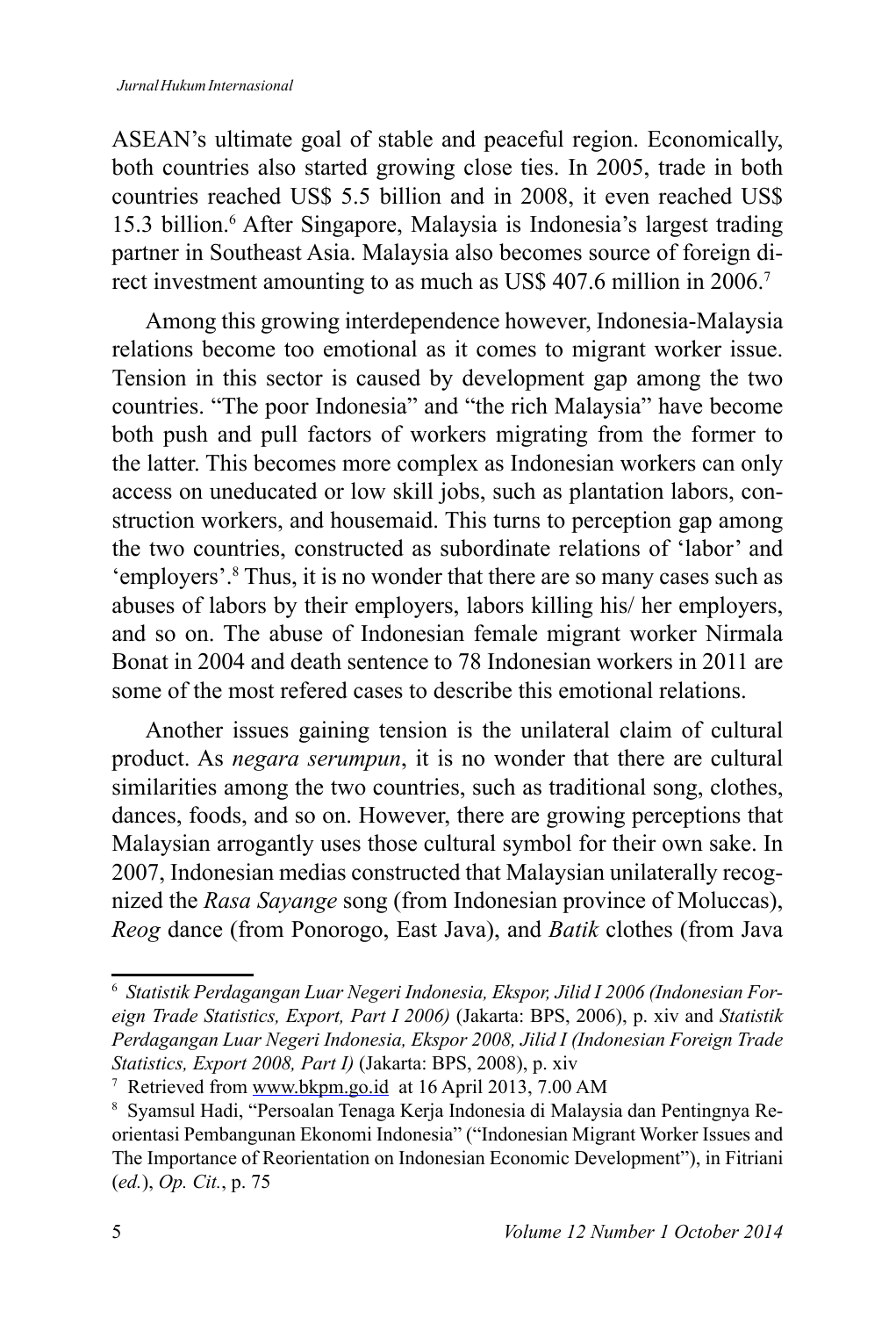ASEAN's ultimate goal of stable and peaceful region. Economically, both countries also started growing close ties. In 2005, trade in both countries reached US$ 5.5 billion and in 2008, it even reached US$ 15.3 billion.[6] After Singapore, Malaysia is Indonesia's largest trading partner in Southeast Asia. Malaysia also becomes source of foreign direct investment amounting to as much as US$ 407.6 million in 2006.[7]

Among this growing interdependence however, Indonesia-Malaysia relations become too emotional as it comes to migrant worker issue. Tension in this sector is caused by development gap among the two countries. "The poor Indonesia" and "the rich Malaysia" have become both push and pull factors of workers migrating from the former to the latter. This becomes more complex as Indonesian workers can only access on uneducated or low skill jobs, such as plantation labors, construction workers, and housemaid. This turns to perception gap among the two countries, constructed as subordinate relations of 'labor' and 'employers'.[8] Thus, it is no wonder that there are so many cases such as abuses of labors by their employers, labors killing his/ her employers, and so on. The abuse of Indonesian female migrant worker Nirmala Bonat in 2004 and death sentence to 78 Indonesian workers in 2011 are some of the most refered cases to describe this emotional relations.

Another issues gaining tension is the unilateral claim of cultural product. As *negara serumpun*, it is no wonder that there are cultural similarities among the two countries, such as traditional song, clothes, dances, foods, and so on. However, there are growing perceptions that Malaysian arrogantly uses those cultural symbol for their own sake. In 2007, Indonesian medias constructed that Malaysian unilaterally recognized the *Rasa Sayange* song (from Indonesian province of Moluccas), *Reog* dance (from Ponorogo, East Java), and *Batik* clothes (from Java

---

[6] *Statistik Perdagangan Luar Negeri Indonesia, Ekspor, Jilid I 2006 (Indonesian Foreign Trade Statistics, Export, Part I 2006)* (Jakarta: BPS, 2006), p. xiv and *Statistik Perdagangan Luar Negeri Indonesia, Ekspor 2008, Jilid I (Indonesian Foreign Trade Statistics, Export 2008, Part I)* (Jakarta: BPS, 2008), p. xiv

[7] Retrieved from www.bkpm.go.id at 16 April 2013, 7.00 AM

[8] Syamsul Hadi, "Persoalan Tenaga Kerja Indonesia di Malaysia dan Pentingnya Reorientasi Pembangunan Ekonomi Indonesia" ("Indonesian Migrant Worker Issues and The Importance of Reorientation on Indonesian Economic Development"), in Fitriani (*ed.*), *Op. Cit.*, p. 75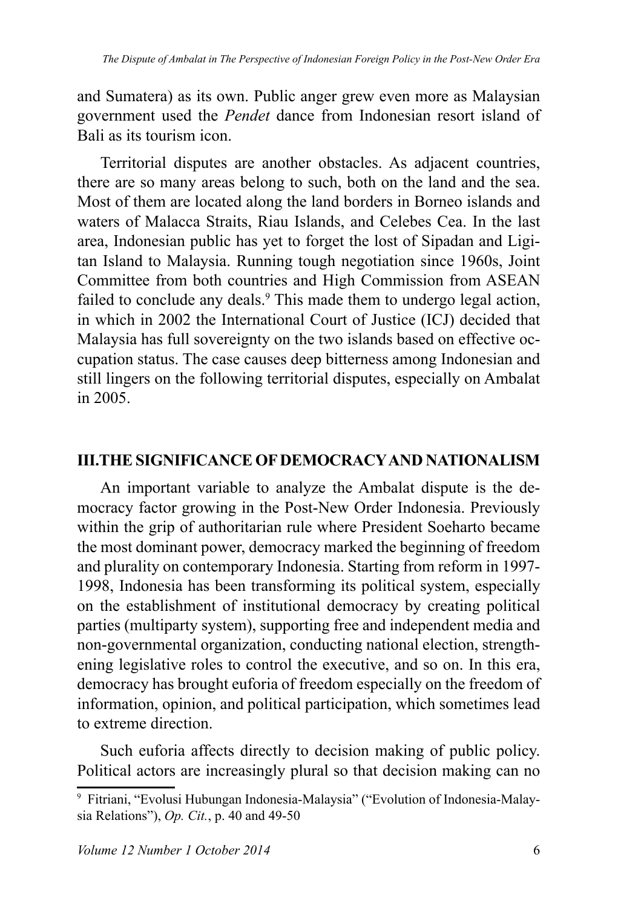and Sumatera) as its own. Public anger grew even more as Malaysian government used the *Pendet* dance from Indonesian resort island of Bali as its tourism icon.

Territorial disputes are another obstacles. As adjacent countries, there are so many areas belong to such, both on the land and the sea. Most of them are located along the land borders in Borneo islands and waters of Malacca Straits, Riau Islands, and Celebes Cea. In the last area, Indonesian public has yet to forget the lost of Sipadan and Ligitan Island to Malaysia. Running tough negotiation since 1960s, Joint Committee from both countries and High Commission from ASEAN failed to conclude any deals.[9] This made them to undergo legal action, in which in 2002 the International Court of Justice (ICJ) decided that Malaysia has full sovereignty on the two islands based on effective occupation status. The case causes deep bitterness among Indonesian and still lingers on the following territorial disputes, especially on Ambalat in 2005.

## III. THE SIGNIFICANCE OF DEMOCRACY AND NATIONALISM

An important variable to analyze the Ambalat dispute is the democracy factor growing in the Post-New Order Indonesia. Previously within the grip of authoritarian rule where President Soeharto became the most dominant power, democracy marked the beginning of freedom and plurality on contemporary Indonesia. Starting from reform in 1997-1998, Indonesia has been transforming its political system, especially on the establishment of institutional democracy by creating political parties (multiparty system), supporting free and independent media and non-governmental organization, conducting national election, strengthening legislative roles to control the executive, and so on. In this era, democracy has brought euforia of freedom especially on the freedom of information, opinion, and political participation, which sometimes lead to extreme direction.

Such euforia affects directly to decision making of public policy. Political actors are increasingly plural so that decision making can no

---

[9] Fitriani, "Evolusi Hubungan Indonesia-Malaysia" ("Evolution of Indonesia-Malaysia Relations"), *Op. Cit.*, p. 40 and 49-50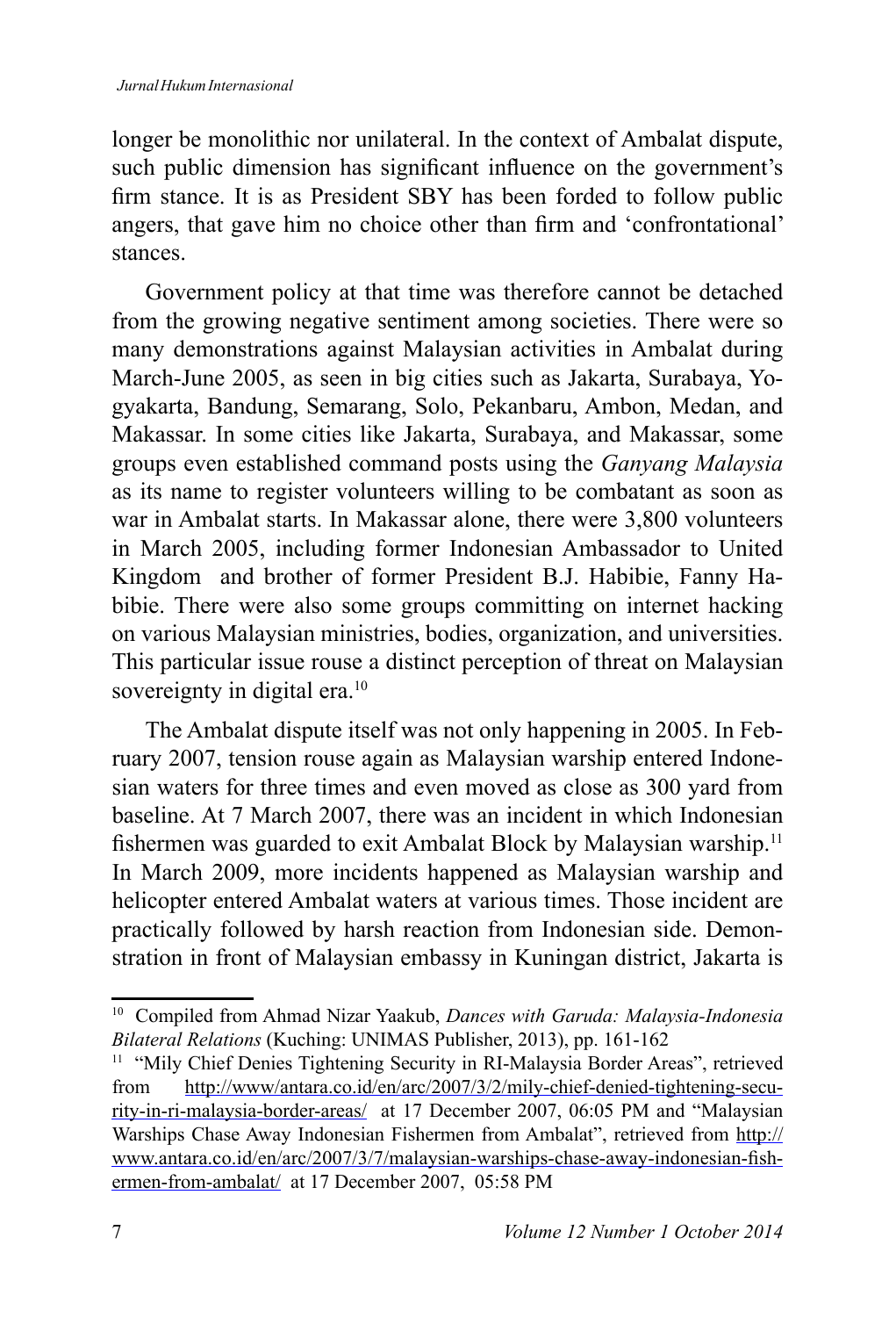longer be monolithic nor unilateral. In the context of Ambalat dispute, such public dimension has significant influence on the government's firm stance. It is as President SBY has been forded to follow public angers, that gave him no choice other than firm and 'confrontational' stances.

Government policy at that time was therefore cannot be detached from the growing negative sentiment among societies. There were so many demonstrations against Malaysian activities in Ambalat during March-June 2005, as seen in big cities such as Jakarta, Surabaya, Yogyakarta, Bandung, Semarang, Solo, Pekanbaru, Ambon, Medan, and Makassar. In some cities like Jakarta, Surabaya, and Makassar, some groups even established command posts using the *Ganyang Malaysia* as its name to register volunteers willing to be combatant as soon as war in Ambalat starts. In Makassar alone, there were 3,800 volunteers in March 2005, including former Indonesian Ambassador to United Kingdom and brother of former President B.J. Habibie, Fanny Habibie. There were also some groups committing on internet hacking on various Malaysian ministries, bodies, organization, and universities. This particular issue rouse a distinct perception of threat on Malaysian sovereignty in digital era.[10]

The Ambalat dispute itself was not only happening in 2005. In February 2007, tension rouse again as Malaysian warship entered Indonesian waters for three times and even moved as close as 300 yard from baseline. At 7 March 2007, there was an incident in which Indonesian fishermen was guarded to exit Ambalat Block by Malaysian warship.[11] In March 2009, more incidents happened as Malaysian warship and helicopter entered Ambalat waters at various times. Those incident are practically followed by harsh reaction from Indonesian side. Demonstration in front of Malaysian embassy in Kuningan district, Jakarta is

---

[10] Compiled from Ahmad Nizar Yaakub, *Dances with Garuda: Malaysia-Indonesia Bilateral Relations* (Kuching: UNIMAS Publisher, 2013), pp. 161-162

[11] "Mily Chief Denies Tightening Security in RI-Malaysia Border Areas", retrieved from http://www/antara.co.id/en/arc/2007/3/2/mily-chief-denied-tightening-security-in-ri-malaysia-border-areas/ at 17 December 2007, 06:05 PM and "Malaysian Warships Chase Away Indonesian Fishermen from Ambalat", retrieved from http://www.antara.co.id/en/arc/2007/3/7/malaysian-warships-chase-away-indonesian-fishermen-from-ambalat/ at 17 December 2007, 05:58 PM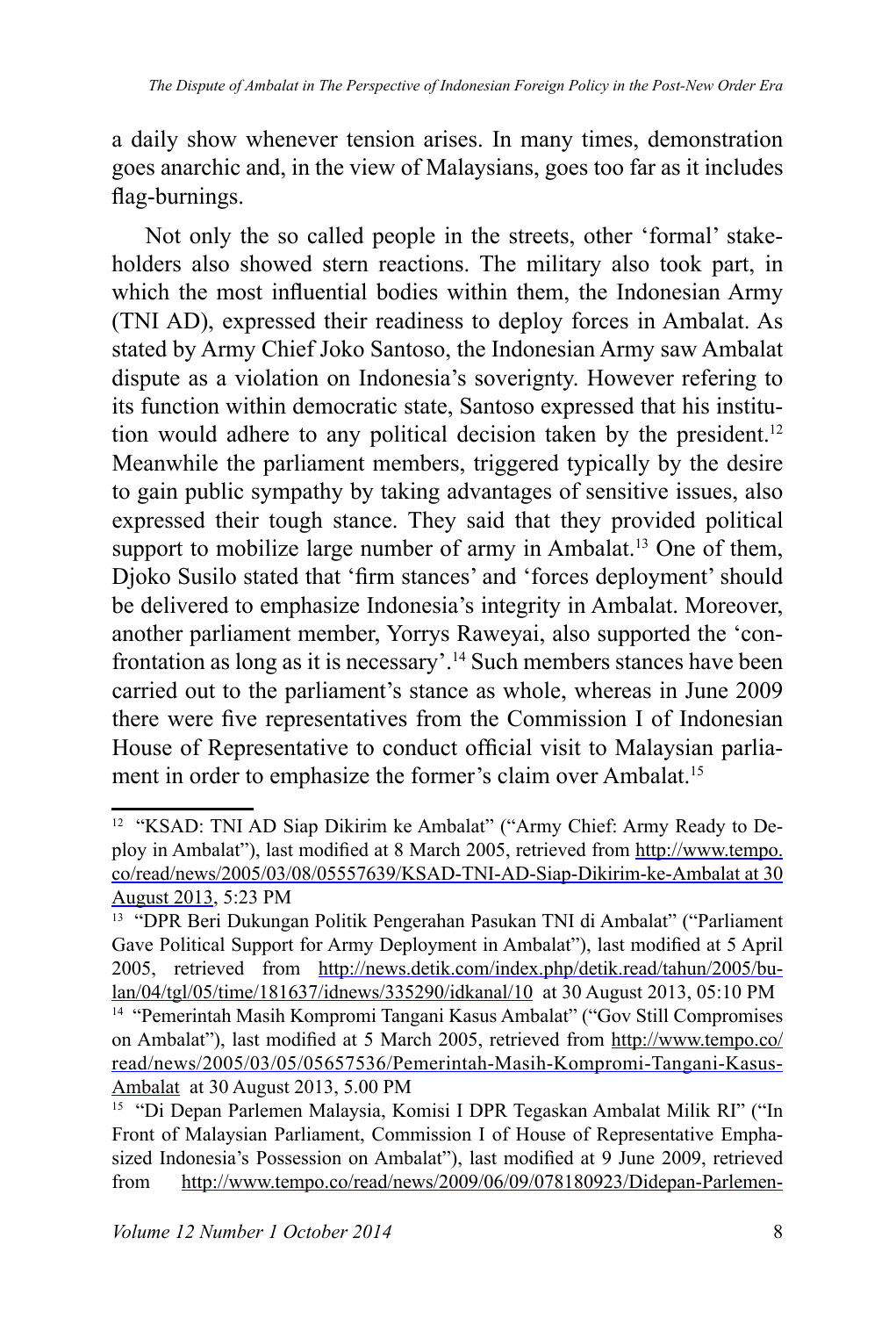a daily show whenever tension arises. In many times, demonstration goes anarchic and, in the view of Malaysians, goes too far as it includes flag-burnings.

Not only the so called people in the streets, other 'formal' stakeholders also showed stern reactions. The military also took part, in which the most influential bodies within them, the Indonesian Army (TNI AD), expressed their readiness to deploy forces in Ambalat. As stated by Army Chief Joko Santoso, the Indonesian Army saw Ambalat dispute as a violation on Indonesia's soverignty. However refering to its function within democratic state, Santoso expressed that his institution would adhere to any political decision taken by the president.[12] Meanwhile the parliament members, triggered typically by the desire to gain public sympathy by taking advantages of sensitive issues, also expressed their tough stance. They said that they provided political support to mobilize large number of army in Ambalat.[13] One of them, Djoko Susilo stated that 'firm stances' and 'forces deployment' should be delivered to emphasize Indonesia's integrity in Ambalat. Moreover, another parliament member, Yorrys Raweyai, also supported the 'confrontation as long as it is necessary'.[14] Such members stances have been carried out to the parliament's stance as whole, whereas in June 2009 there were five representatives from the Commission I of Indonesian House of Representative to conduct official visit to Malaysian parliament in order to emphasize the former's claim over Ambalat.[15]

---

[12] "KSAD: TNI AD Siap Dikirim ke Ambalat" ("Army Chief: Army Ready to Deploy in Ambalat"), last modified at 8 March 2005, retrieved from http://www.tempo.co/read/news/2005/03/08/05557639/KSAD-TNI-AD-Siap-Dikirim-ke-Ambalat at 30 August 2013, 5:23 PM

[13] "DPR Beri Dukungan Politik Pengerahan Pasukan TNI di Ambalat" ("Parliament Gave Political Support for Army Deployment in Ambalat"), last modified at 5 April 2005, retrieved from http://news.detik.com/index.php/detik.read/tahun/2005/bulan/04/tgl/05/time/181637/idnews/335290/idkanal/10 at 30 August 2013, 05:10 PM

[14] "Pemerintah Masih Kompromi Tangani Kasus Ambalat" ("Gov Still Compromises on Ambalat"), last modified at 5 March 2005, retrieved from http://www.tempo.co/read/news/2005/03/05/05657536/Pemerintah-Masih-Kompromi-Tangani-Kasus-Ambalat at 30 August 2013, 5.00 PM

[15] "Di Depan Parlemen Malaysia, Komisi I DPR Tegaskan Ambalat Milik RI" ("In Front of Malaysian Parliament, Commission I of House of Representative Emphasized Indonesia's Possession on Ambalat"), last modified at 9 June 2009, retrieved from http://www.tempo.co/read/news/2009/06/09/078180923/Didepan-Parlemen-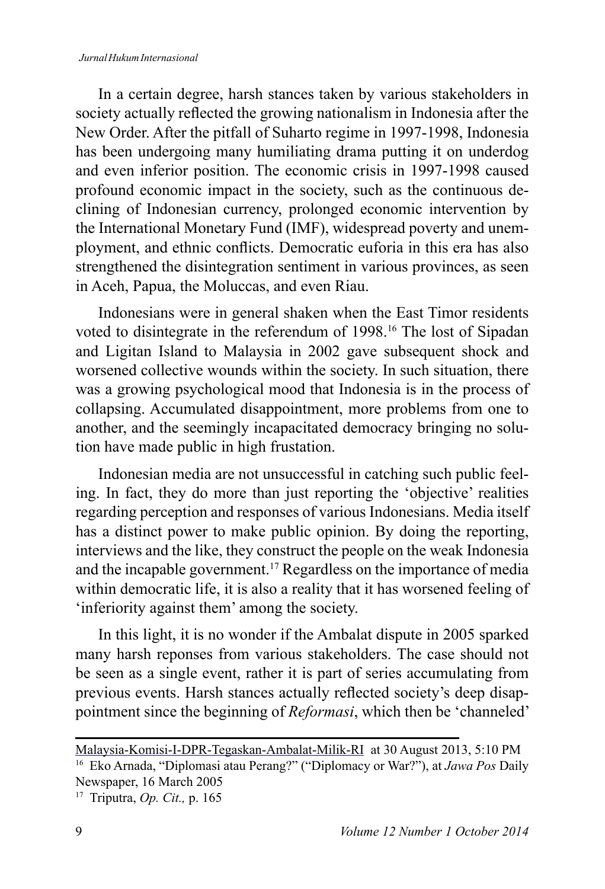In a certain degree, harsh stances taken by various stakeholders in society actually reflected the growing nationalism in Indonesia after the New Order. After the pitfall of Suharto regime in 1997-1998, Indonesia has been undergoing many humiliating drama putting it on underdog and even inferior position. The economic crisis in 1997-1998 caused profound economic impact in the society, such as the continuous declining of Indonesian currency, prolonged economic intervention by the International Monetary Fund (IMF), widespread poverty and unemployment, and ethnic conflicts. Democratic euforia in this era has also strengthened the disintegration sentiment in various provinces, as seen in Aceh, Papua, the Moluccas, and even Riau.

Indonesians were in general shaken when the East Timor residents voted to disintegrate in the referendum of 1998.[16] The lost of Sipadan and Ligitan Island to Malaysia in 2002 gave subsequent shock and worsened collective wounds within the society. In such situation, there was a growing psychological mood that Indonesia is in the process of collapsing. Accumulated disappointment, more problems from one to another, and the seemingly incapacitated democracy bringing no solution have made public in high frustation.

Indonesian media are not unsuccessful in catching such public feeling. In fact, they do more than just reporting the 'objective' realities regarding perception and responses of various Indonesians. Media itself has a distinct power to make public opinion. By doing the reporting, interviews and the like, they construct the people on the weak Indonesia and the incapable government.[17] Regardless on the importance of media within democratic life, it is also a reality that it has worsened feeling of 'inferiority against them' among the society.

In this light, it is no wonder if the Ambalat dispute in 2005 sparked many harsh reponses from various stakeholders. The case should not be seen as a single event, rather it is part of series accumulating from previous events. Harsh stances actually reflected society's deep disappointment since the beginning of *Reformasi*, which then be 'channeled'

---

Malaysia-Komisi-I-DPR-Tegaskan-Ambalat-Milik-RI at 30 August 2013, 5:10 PM

[16] Eko Arnada, "Diplomasi atau Perang?" ("Diplomacy or War?"), at *Jawa Pos* Daily Newspaper, 16 March 2005

[17] Triputra, *Op. Cit.,* p. 165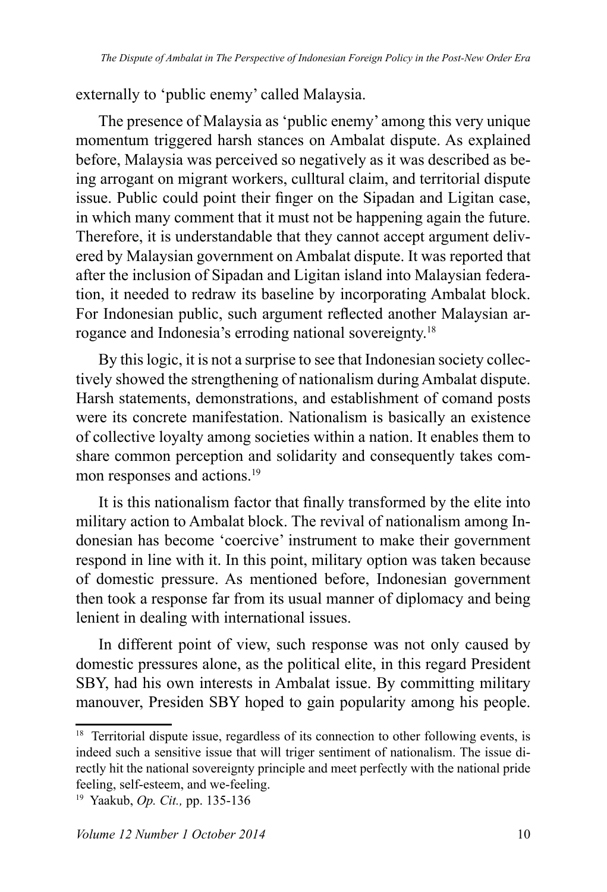externally to 'public enemy' called Malaysia.

The presence of Malaysia as 'public enemy' among this very unique momentum triggered harsh stances on Ambalat dispute. As explained before, Malaysia was perceived so negatively as it was described as being arrogant on migrant workers, culltural claim, and territorial dispute issue. Public could point their finger on the Sipadan and Ligitan case, in which many comment that it must not be happening again the future. Therefore, it is understandable that they cannot accept argument delivered by Malaysian government on Ambalat dispute. It was reported that after the inclusion of Sipadan and Ligitan island into Malaysian federation, it needed to redraw its baseline by incorporating Ambalat block. For Indonesian public, such argument reflected another Malaysian arrogance and Indonesia's erroding national sovereignty.[18]

By this logic, it is not a surprise to see that Indonesian society collectively showed the strengthening of nationalism during Ambalat dispute. Harsh statements, demonstrations, and establishment of comand posts were its concrete manifestation. Nationalism is basically an existence of collective loyalty among societies within a nation. It enables them to share common perception and solidarity and consequently takes common responses and actions.[19]

It is this nationalism factor that finally transformed by the elite into military action to Ambalat block. The revival of nationalism among Indonesian has become 'coercive' instrument to make their government respond in line with it. In this point, military option was taken because of domestic pressure. As mentioned before, Indonesian government then took a response far from its usual manner of diplomacy and being lenient in dealing with international issues.

In different point of view, such response was not only caused by domestic pressures alone, as the political elite, in this regard President SBY, had his own interests in Ambalat issue. By committing military manouver, Presiden SBY hoped to gain popularity among his people.

---

[18] Territorial dispute issue, regardless of its connection to other following events, is indeed such a sensitive issue that will triger sentiment of nationalism. The issue directly hit the national sovereignty principle and meet perfectly with the national pride feeling, self-esteem, and we-feeling.

[19] Yaakub, *Op. Cit.,* pp. 135-136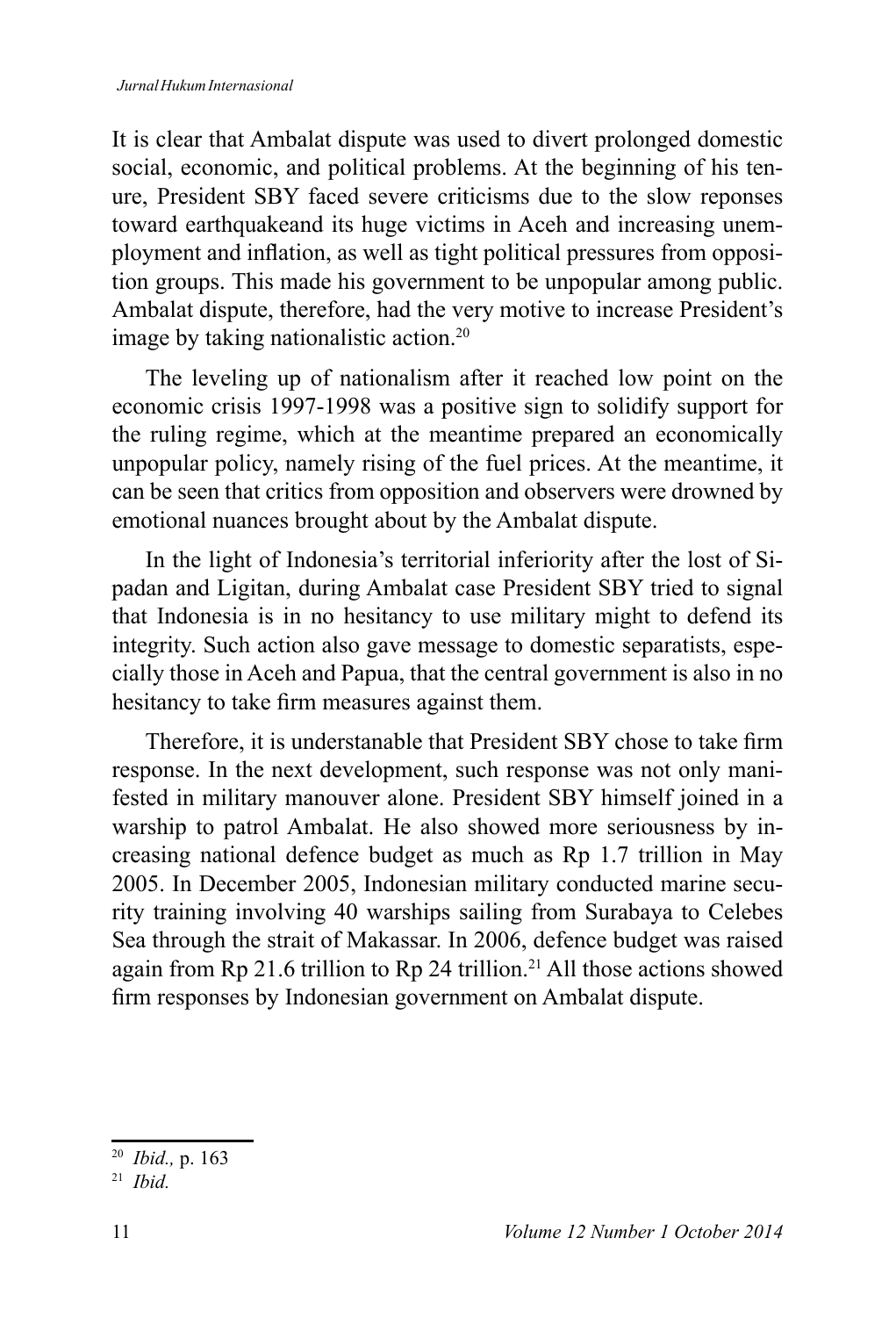It is clear that Ambalat dispute was used to divert prolonged domestic social, economic, and political problems. At the beginning of his tenure, President SBY faced severe criticisms due to the slow reponses toward earthquakeand its huge victims in Aceh and increasing unemployment and inflation, as well as tight political pressures from opposition groups. This made his government to be unpopular among public. Ambalat dispute, therefore, had the very motive to increase President's image by taking nationalistic action.[20]

The leveling up of nationalism after it reached low point on the economic crisis 1997-1998 was a positive sign to solidify support for the ruling regime, which at the meantime prepared an economically unpopular policy, namely rising of the fuel prices. At the meantime, it can be seen that critics from opposition and observers were drowned by emotional nuances brought about by the Ambalat dispute.

In the light of Indonesia's territorial inferiority after the lost of Sipadan and Ligitan, during Ambalat case President SBY tried to signal that Indonesia is in no hesitancy to use military might to defend its integrity. Such action also gave message to domestic separatists, especially those in Aceh and Papua, that the central government is also in no hesitancy to take firm measures against them.

Therefore, it is understanable that President SBY chose to take firm response. In the next development, such response was not only manifested in military manouver alone. President SBY himself joined in a warship to patrol Ambalat. He also showed more seriousness by increasing national defence budget as much as Rp 1.7 trillion in May 2005. In December 2005, Indonesian military conducted marine security training involving 40 warships sailing from Surabaya to Celebes Sea through the strait of Makassar. In 2006, defence budget was raised again from Rp 21.6 trillion to Rp 24 trillion.[21] All those actions showed firm responses by Indonesian government on Ambalat dispute.

---

[20] *Ibid.,* p. 163

[21] *Ibid.*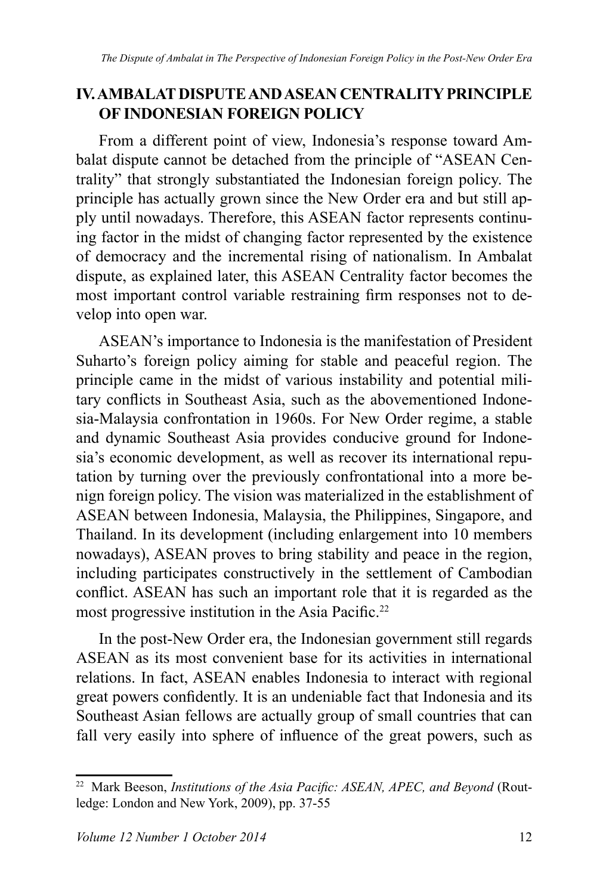## IV. AMBALAT DISPUTE AND ASEAN CENTRALITY PRINCIPLE OF INDONESIAN FOREIGN POLICY

From a different point of view, Indonesia's response toward Ambalat dispute cannot be detached from the principle of "ASEAN Centrality" that strongly substantiated the Indonesian foreign policy. The principle has actually grown since the New Order era and but still apply until nowadays. Therefore, this ASEAN factor represents continuing factor in the midst of changing factor represented by the existence of democracy and the incremental rising of nationalism. In Ambalat dispute, as explained later, this ASEAN Centrality factor becomes the most important control variable restraining firm responses not to develop into open war.

ASEAN's importance to Indonesia is the manifestation of President Suharto's foreign policy aiming for stable and peaceful region. The principle came in the midst of various instability and potential military conflicts in Southeast Asia, such as the abovementioned Indonesia-Malaysia confrontation in 1960s. For New Order regime, a stable and dynamic Southeast Asia provides conducive ground for Indonesia's economic development, as well as recover its international reputation by turning over the previously confrontational into a more benign foreign policy. The vision was materialized in the establishment of ASEAN between Indonesia, Malaysia, the Philippines, Singapore, and Thailand. In its development (including enlargement into 10 members nowadays), ASEAN proves to bring stability and peace in the region, including participates constructively in the settlement of Cambodian conflict. ASEAN has such an important role that it is regarded as the most progressive institution in the Asia Pacific.[22]

In the post-New Order era, the Indonesian government still regards ASEAN as its most convenient base for its activities in international relations. In fact, ASEAN enables Indonesia to interact with regional great powers confidently. It is an undeniable fact that Indonesia and its Southeast Asian fellows are actually group of small countries that can fall very easily into sphere of influence of the great powers, such as

---

[22] Mark Beeson, *Institutions of the Asia Pacific: ASEAN, APEC, and Beyond* (Routledge: London and New York, 2009), pp. 37-55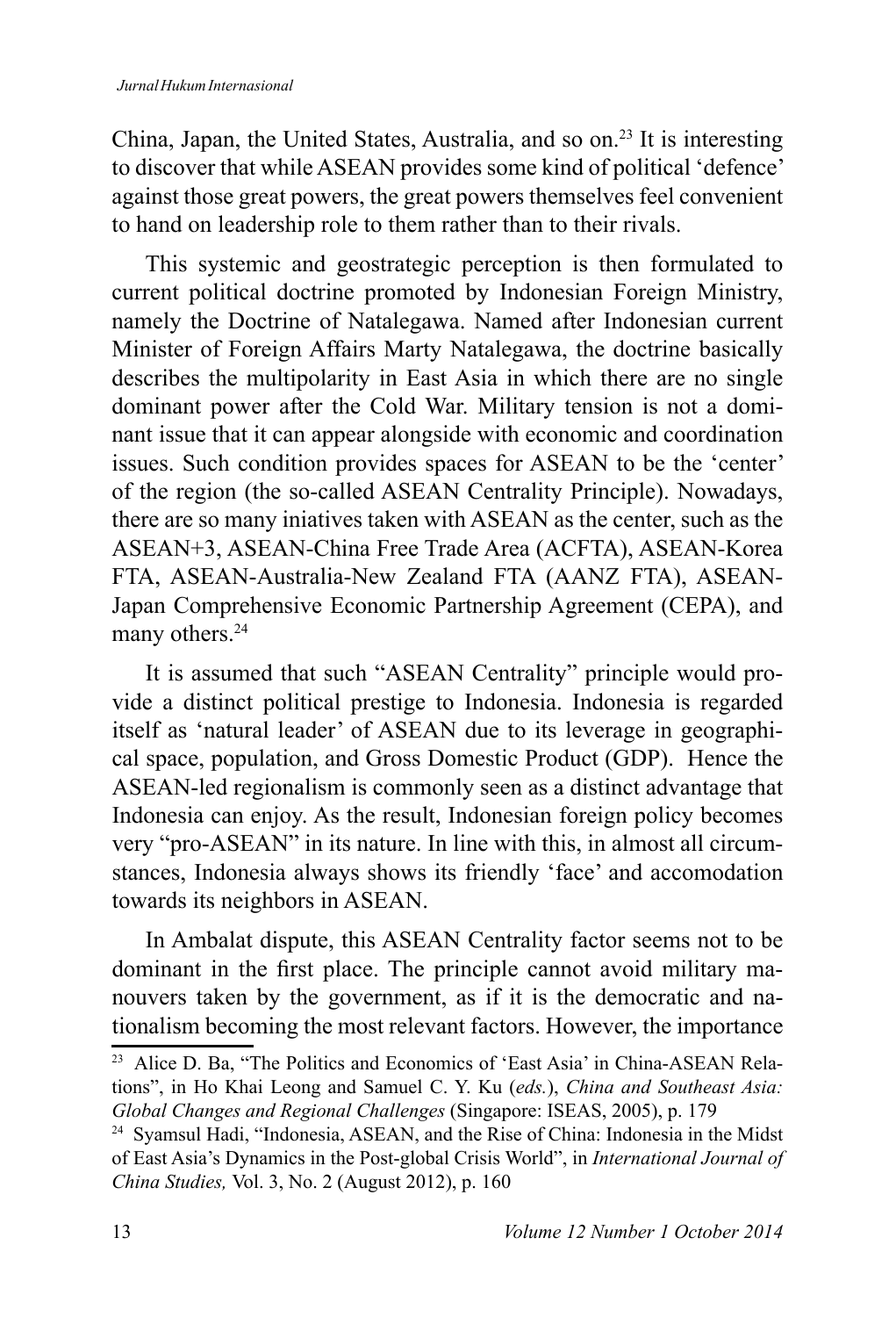China, Japan, the United States, Australia, and so on.[23] It is interesting to discover that while ASEAN provides some kind of political 'defence' against those great powers, the great powers themselves feel convenient to hand on leadership role to them rather than to their rivals.

This systemic and geostrategic perception is then formulated to current political doctrine promoted by Indonesian Foreign Ministry, namely the Doctrine of Natalegawa. Named after Indonesian current Minister of Foreign Affairs Marty Natalegawa, the doctrine basically describes the multipolarity in East Asia in which there are no single dominant power after the Cold War. Military tension is not a dominant issue that it can appear alongside with economic and coordination issues. Such condition provides spaces for ASEAN to be the 'center' of the region (the so-called ASEAN Centrality Principle). Nowadays, there are so many iniatives taken with ASEAN as the center, such as the ASEAN+3, ASEAN-China Free Trade Area (ACFTA), ASEAN-Korea FTA, ASEAN-Australia-New Zealand FTA (AANZ FTA), ASEAN-Japan Comprehensive Economic Partnership Agreement (CEPA), and many others.[24]

It is assumed that such "ASEAN Centrality" principle would provide a distinct political prestige to Indonesia. Indonesia is regarded itself as 'natural leader' of ASEAN due to its leverage in geographical space, population, and Gross Domestic Product (GDP). Hence the ASEAN-led regionalism is commonly seen as a distinct advantage that Indonesia can enjoy. As the result, Indonesian foreign policy becomes very "pro-ASEAN" in its nature. In line with this, in almost all circumstances, Indonesia always shows its friendly 'face' and accomodation towards its neighbors in ASEAN.

In Ambalat dispute, this ASEAN Centrality factor seems not to be dominant in the first place. The principle cannot avoid military manouvers taken by the government, as if it is the democratic and nationalism becoming the most relevant factors. However, the importance

---

[23] Alice D. Ba, "The Politics and Economics of 'East Asia' in China-ASEAN Relations", in Ho Khai Leong and Samuel C. Y. Ku (*eds.*), *China and Southeast Asia: Global Changes and Regional Challenges* (Singapore: ISEAS, 2005), p. 179

[24] Syamsul Hadi, "Indonesia, ASEAN, and the Rise of China: Indonesia in the Midst of East Asia's Dynamics in the Post-global Crisis World", in *International Journal of China Studies,* Vol. 3, No. 2 (August 2012), p. 160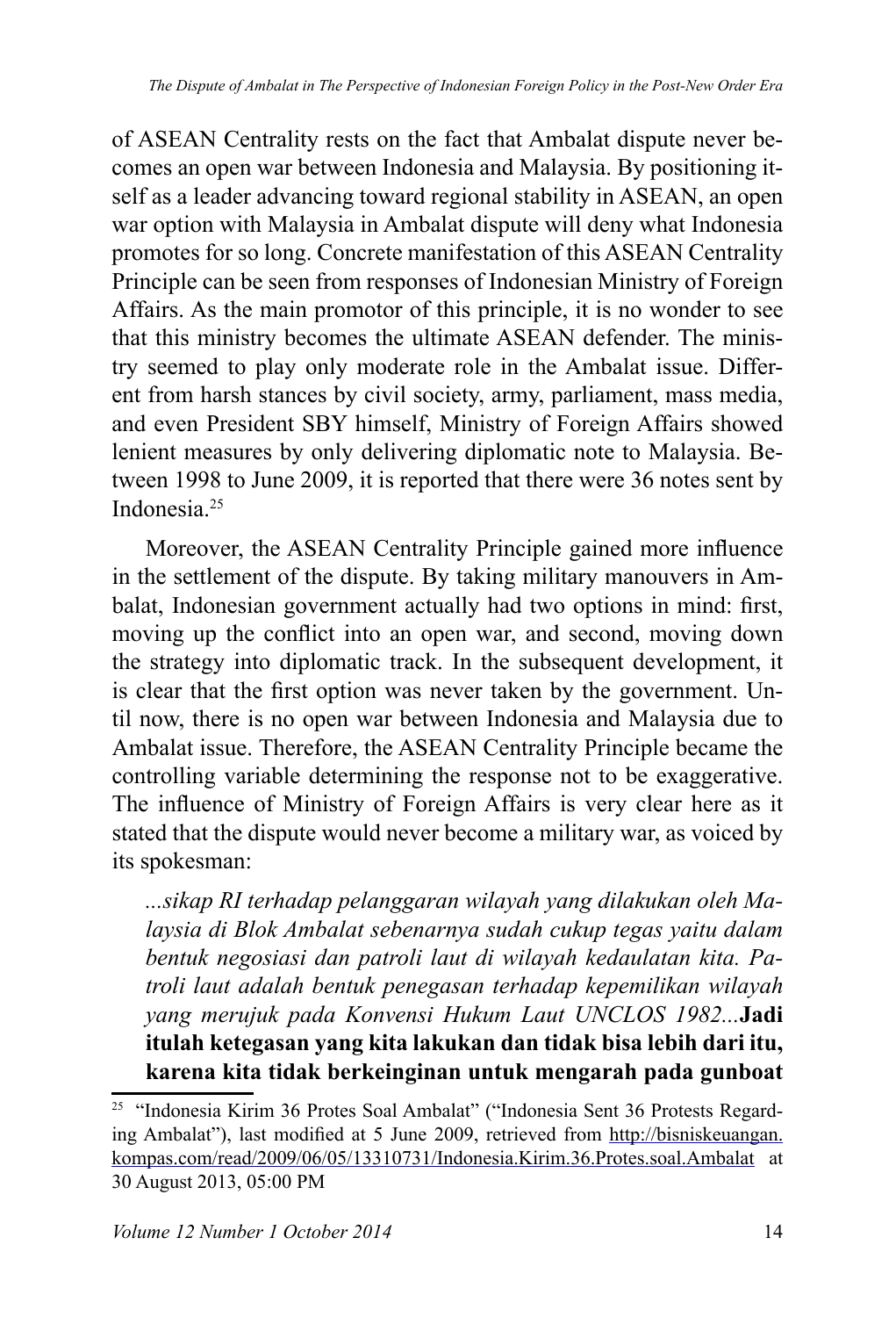of ASEAN Centrality rests on the fact that Ambalat dispute never becomes an open war between Indonesia and Malaysia. By positioning itself as a leader advancing toward regional stability in ASEAN, an open war option with Malaysia in Ambalat dispute will deny what Indonesia promotes for so long. Concrete manifestation of this ASEAN Centrality Principle can be seen from responses of Indonesian Ministry of Foreign Affairs. As the main promotor of this principle, it is no wonder to see that this ministry becomes the ultimate ASEAN defender. The ministry seemed to play only moderate role in the Ambalat issue. Different from harsh stances by civil society, army, parliament, mass media, and even President SBY himself, Ministry of Foreign Affairs showed lenient measures by only delivering diplomatic note to Malaysia. Between 1998 to June 2009, it is reported that there were 36 notes sent by Indonesia.[25]

Moreover, the ASEAN Centrality Principle gained more influence in the settlement of the dispute. By taking military manouvers in Ambalat, Indonesian government actually had two options in mind: first, moving up the conflict into an open war, and second, moving down the strategy into diplomatic track. In the subsequent development, it is clear that the first option was never taken by the government. Until now, there is no open war between Indonesia and Malaysia due to Ambalat issue. Therefore, the ASEAN Centrality Principle became the controlling variable determining the response not to be exaggerative. The influence of Ministry of Foreign Affairs is very clear here as it stated that the dispute would never become a military war, as voiced by its spokesman:

> *...sikap RI terhadap pelanggaran wilayah yang dilakukan oleh Malaysia di Blok Ambalat sebenarnya sudah cukup tegas yaitu dalam bentuk negosiasi dan patroli laut di wilayah kedaulatan kita. Patroli laut adalah bentuk penegasan terhadap kepemilikan wilayah yang merujuk pada Konvensi Hukum Laut UNCLOS 1982...* **Jadi itulah ketegasan yang kita lakukan dan tidak bisa lebih dari itu, karena kita tidak berkeinginan untuk mengarah pada gunboat**

---

[25] "Indonesia Kirim 36 Protes Soal Ambalat" ("Indonesia Sent 36 Protests Regarding Ambalat"), last modified at 5 June 2009, retrieved from http://bisniskeuangan.kompas.com/read/2009/06/05/13310731/Indonesia.Kirim.36.Protes.soal.Ambalat at 30 August 2013, 05:00 PM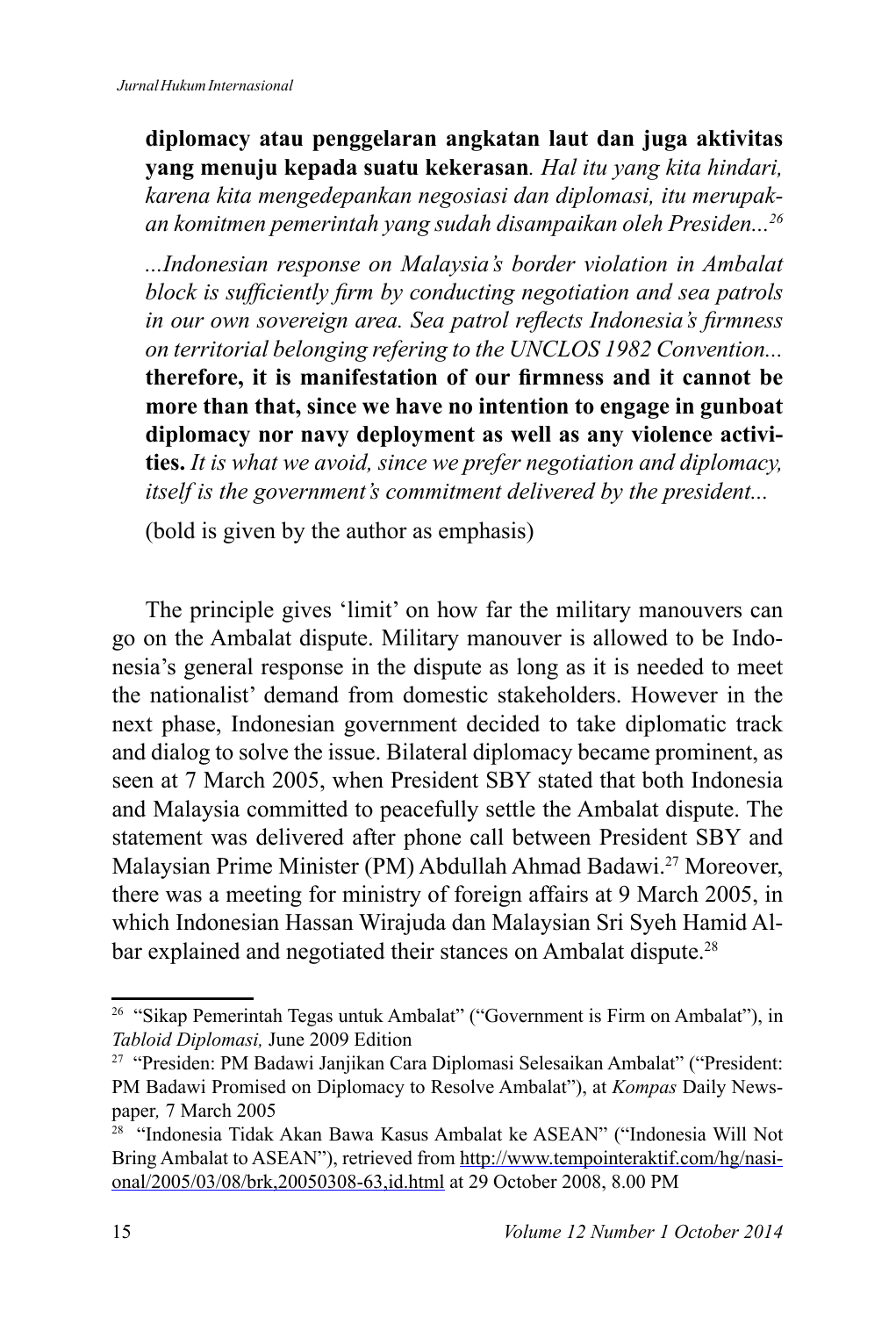**diplomacy atau penggelaran angkatan laut dan juga aktivitas yang menuju kepada suatu kekerasan**. *Hal itu yang kita hindari, karena kita mengedepankan negosiasi dan diplomasi, itu merupakan komitmen pemerintah yang sudah disampaikan oleh Presiden...*[26]

*...Indonesian response on Malaysia's border violation in Ambalat block is sufficiently firm by conducting negotiation and sea patrols in our own sovereign area. Sea patrol reflects Indonesia's firmness on territorial belonging refering to the UNCLOS 1982 Convention...* **therefore, it is manifestation of our firmness and it cannot be more than that, since we have no intention to engage in gunboat diplomacy nor navy deployment as well as any violence activities.** *It is what we avoid, since we prefer negotiation and diplomacy, itself is the government's commitment delivered by the president...*

(bold is given by the author as emphasis)

The principle gives 'limit' on how far the military manouvers can go on the Ambalat dispute. Military manouver is allowed to be Indonesia's general response in the dispute as long as it is needed to meet the nationalist' demand from domestic stakeholders. However in the next phase, Indonesian government decided to take diplomatic track and dialog to solve the issue. Bilateral diplomacy became prominent, as seen at 7 March 2005, when President SBY stated that both Indonesia and Malaysia committed to peacefully settle the Ambalat dispute. The statement was delivered after phone call between President SBY and Malaysian Prime Minister (PM) Abdullah Ahmad Badawi.[27] Moreover, there was a meeting for ministry of foreign affairs at 9 March 2005, in which Indonesian Hassan Wirajuda dan Malaysian Sri Syeh Hamid Albar explained and negotiated their stances on Ambalat dispute.[28]

---

[26] "Sikap Pemerintah Tegas untuk Ambalat" ("Government is Firm on Ambalat"), in *Tabloid Diplomasi,* June 2009 Edition

[27] "Presiden: PM Badawi Janjikan Cara Diplomasi Selesaikan Ambalat" ("President: PM Badawi Promised on Diplomacy to Resolve Ambalat"), at *Kompas* Daily Newspaper*,* 7 March 2005

[28] "Indonesia Tidak Akan Bawa Kasus Ambalat ke ASEAN" ("Indonesia Will Not Bring Ambalat to ASEAN"), retrieved from http://www.tempointeraktif.com/hg/nasional/2005/03/08/brk,20050308-63,id.html at 29 October 2008, 8.00 PM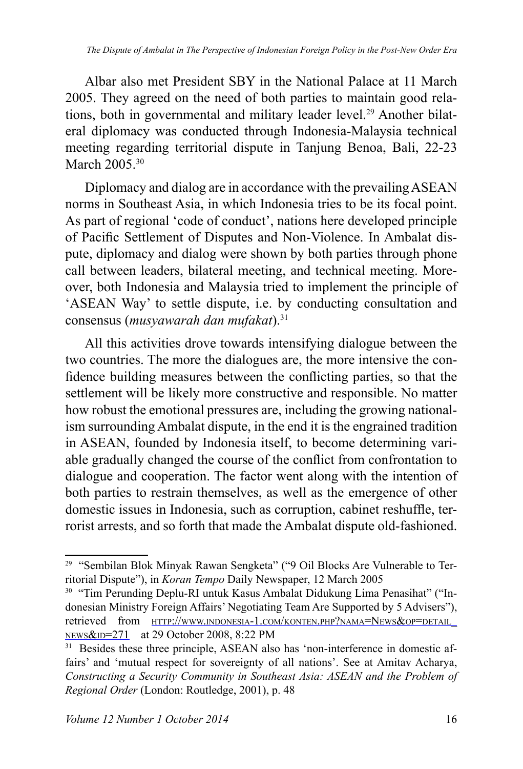Albar also met President SBY in the National Palace at 11 March 2005. They agreed on the need of both parties to maintain good relations, both in governmental and military leader level.[29] Another bilateral diplomacy was conducted through Indonesia-Malaysia technical meeting regarding territorial dispute in Tanjung Benoa, Bali, 22-23 March 2005.[30]

Diplomacy and dialog are in accordance with the prevailing ASEAN norms in Southeast Asia, in which Indonesia tries to be its focal point. As part of regional 'code of conduct', nations here developed principle of Pacific Settlement of Disputes and Non-Violence. In Ambalat dispute, diplomacy and dialog were shown by both parties through phone call between leaders, bilateral meeting, and technical meeting. Moreover, both Indonesia and Malaysia tried to implement the principle of 'ASEAN Way' to settle dispute, i.e. by conducting consultation and consensus (*musyawarah dan mufakat*).[31]

All this activities drove towards intensifying dialogue between the two countries. The more the dialogues are, the more intensive the confidence building measures between the conflicting parties, so that the settlement will be likely more constructive and responsible. No matter how robust the emotional pressures are, including the growing nationalism surrounding Ambalat dispute, in the end it is the engrained tradition in ASEAN, founded by Indonesia itself, to become determining variable gradually changed the course of the conflict from confrontation to dialogue and cooperation. The factor went along with the intention of both parties to restrain themselves, as well as the emergence of other domestic issues in Indonesia, such as corruption, cabinet reshuffle, terrorist arrests, and so forth that made the Ambalat dispute old-fashioned.

---

[29] "Sembilan Blok Minyak Rawan Sengketa" ("9 Oil Blocks Are Vulnerable to Territorial Dispute"), in *Koran Tempo* Daily Newspaper, 12 March 2005

[30] "Tim Perunding Deplu-RI untuk Kasus Ambalat Didukung Lima Penasihat" ("Indonesian Ministry Foreign Affairs' Negotiating Team Are Supported by 5 Advisers"), retrieved from http://www.indonesia-1.com/konten.php?nama=News&op=detail_news&id=271 at 29 October 2008, 8:22 PM

[31] Besides these three principle, ASEAN also has 'non-interference in domestic affairs' and 'mutual respect for sovereignty of all nations'. See at Amitav Acharya, *Constructing a Security Community in Southeast Asia: ASEAN and the Problem of Regional Order* (London: Routledge, 2001), p. 48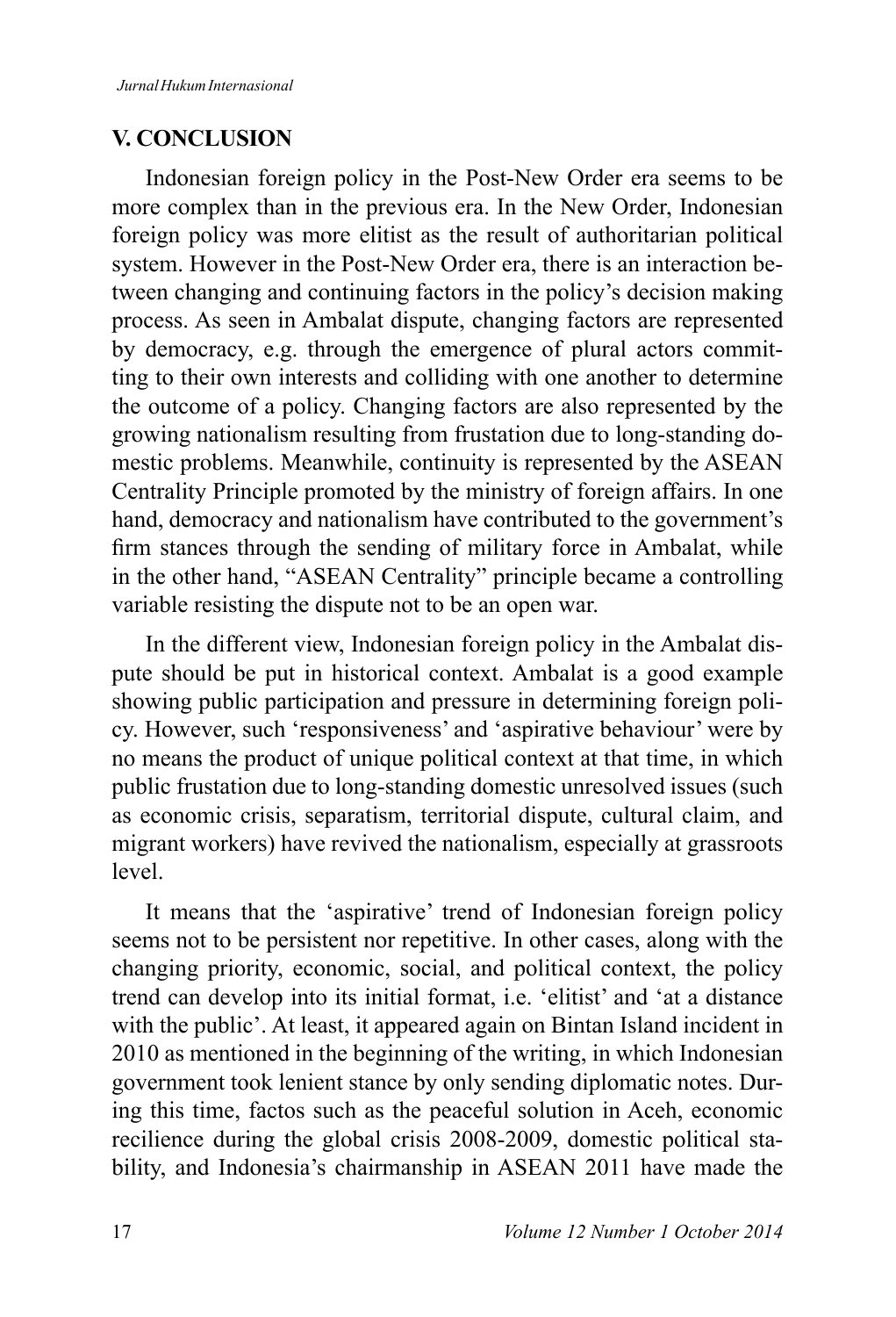## V. CONCLUSION

Indonesian foreign policy in the Post-New Order era seems to be more complex than in the previous era. In the New Order, Indonesian foreign policy was more elitist as the result of authoritarian political system. However in the Post-New Order era, there is an interaction between changing and continuing factors in the policy's decision making process. As seen in Ambalat dispute, changing factors are represented by democracy, e.g. through the emergence of plural actors committing to their own interests and colliding with one another to determine the outcome of a policy. Changing factors are also represented by the growing nationalism resulting from frustation due to long-standing domestic problems. Meanwhile, continuity is represented by the ASEAN Centrality Principle promoted by the ministry of foreign affairs. In one hand, democracy and nationalism have contributed to the government's firm stances through the sending of military force in Ambalat, while in the other hand, "ASEAN Centrality" principle became a controlling variable resisting the dispute not to be an open war.

In the different view, Indonesian foreign policy in the Ambalat dispute should be put in historical context. Ambalat is a good example showing public participation and pressure in determining foreign policy. However, such 'responsiveness' and 'aspirative behaviour' were by no means the product of unique political context at that time, in which public frustation due to long-standing domestic unresolved issues (such as economic crisis, separatism, territorial dispute, cultural claim, and migrant workers) have revived the nationalism, especially at grassroots level.

It means that the 'aspirative' trend of Indonesian foreign policy seems not to be persistent nor repetitive. In other cases, along with the changing priority, economic, social, and political context, the policy trend can develop into its initial format, i.e. 'elitist' and 'at a distance with the public'. At least, it appeared again on Bintan Island incident in 2010 as mentioned in the beginning of the writing, in which Indonesian government took lenient stance by only sending diplomatic notes. During this time, factos such as the peaceful solution in Aceh, economic recilience during the global crisis 2008-2009, domestic political stability, and Indonesia's chairmanship in ASEAN 2011 have made the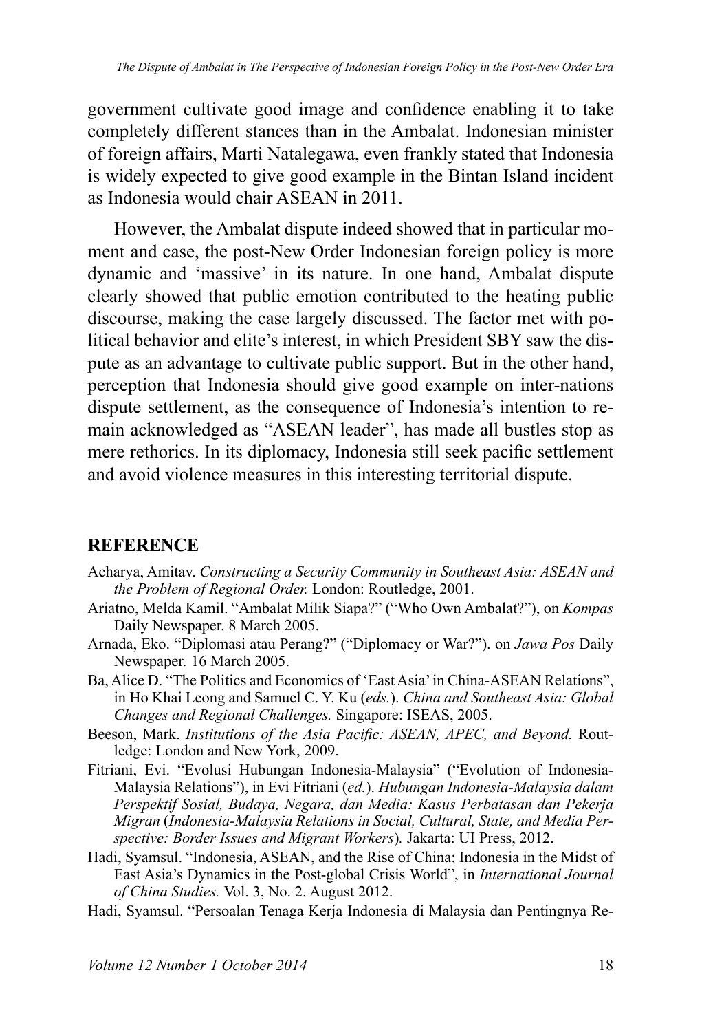government cultivate good image and confidence enabling it to take completely different stances than in the Ambalat. Indonesian minister of foreign affairs, Marti Natalegawa, even frankly stated that Indonesia is widely expected to give good example in the Bintan Island incident as Indonesia would chair ASEAN in 2011.

However, the Ambalat dispute indeed showed that in particular moment and case, the post-New Order Indonesian foreign policy is more dynamic and 'massive' in its nature. In one hand, Ambalat dispute clearly showed that public emotion contributed to the heating public discourse, making the case largely discussed. The factor met with political behavior and elite's interest, in which President SBY saw the dispute as an advantage to cultivate public support. But in the other hand, perception that Indonesia should give good example on inter-nations dispute settlement, as the consequence of Indonesia's intention to remain acknowledged as "ASEAN leader", has made all bustles stop as mere rethorics. In its diplomacy, Indonesia still seek pacific settlement and avoid violence measures in this interesting territorial dispute.

## REFERENCE

Acharya, Amitav. *Constructing a Security Community in Southeast Asia: ASEAN and the Problem of Regional Order.* London: Routledge, 2001.

Ariatno, Melda Kamil. "Ambalat Milik Siapa?" ("Who Own Ambalat?"), on *Kompas* Daily Newspaper. 8 March 2005.

Arnada, Eko. "Diplomasi atau Perang?" ("Diplomacy or War?"). on *Jawa Pos* Daily Newspaper. 16 March 2005.

Ba, Alice D. "The Politics and Economics of 'East Asia' in China-ASEAN Relations", in Ho Khai Leong and Samuel C. Y. Ku (*eds.*). *China and Southeast Asia: Global Changes and Regional Challenges.* Singapore: ISEAS, 2005.

Beeson, Mark. *Institutions of the Asia Pacific: ASEAN, APEC, and Beyond.* Routledge: London and New York, 2009.

Fitriani, Evi. "Evolusi Hubungan Indonesia-Malaysia" ("Evolution of Indonesia-Malaysia Relations"), in Evi Fitriani (*ed.*). *Hubungan Indonesia-Malaysia dalam Perspektif Sosial, Budaya, Negara, dan Media: Kasus Perbatasan dan Pekerja Migran* (*Indonesia-Malaysia Relations in Social, Cultural, State, and Media Perspective: Border Issues and Migrant Workers*)*.* Jakarta: UI Press, 2012.

Hadi, Syamsul. "Indonesia, ASEAN, and the Rise of China: Indonesia in the Midst of East Asia's Dynamics in the Post-global Crisis World", in *International Journal of China Studies.* Vol. 3, No. 2. August 2012.

Hadi, Syamsul. "Persoalan Tenaga Kerja Indonesia di Malaysia dan Pentingnya Re-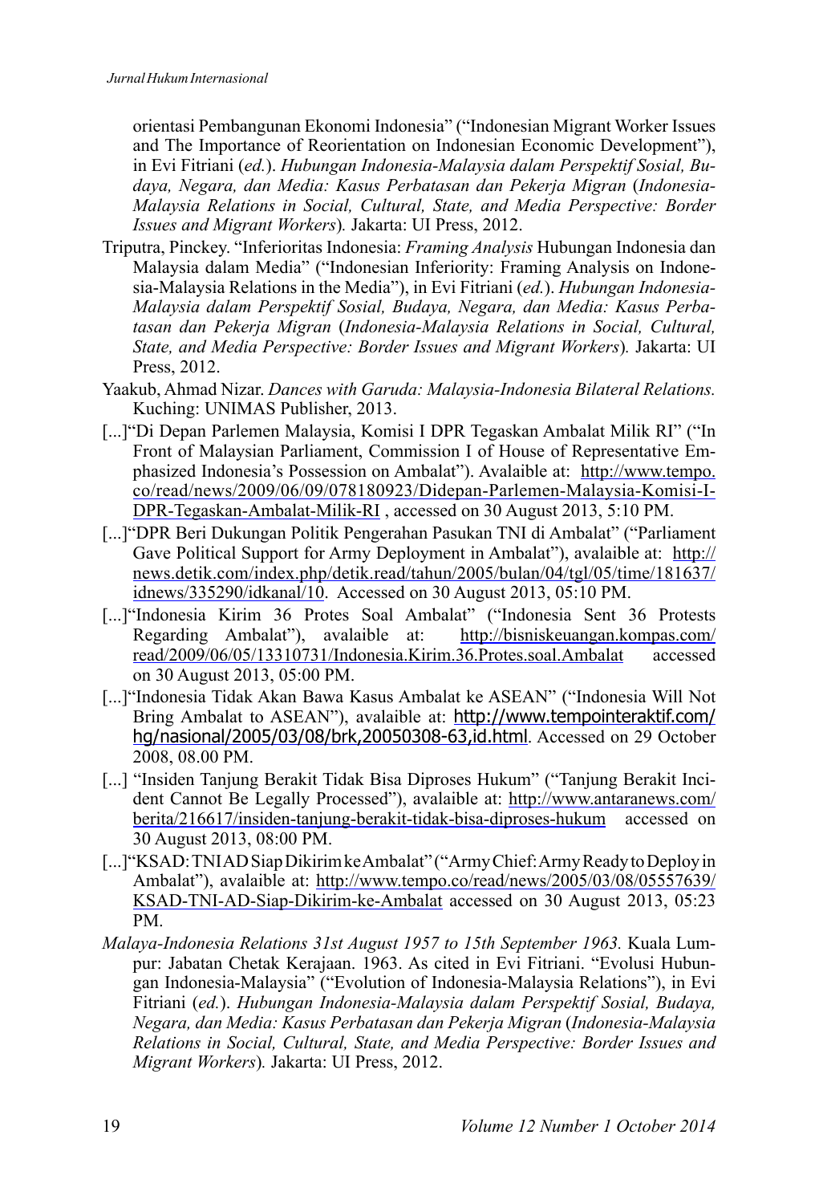orientasi Pembangunan Ekonomi Indonesia" ("Indonesian Migrant Worker Issues and The Importance of Reorientation on Indonesian Economic Development"), in Evi Fitriani (*ed.*). *Hubungan Indonesia-Malaysia dalam Perspektif Sosial, Budaya, Negara, dan Media: Kasus Perbatasan dan Pekerja Migran* (*Indonesia-Malaysia Relations in Social, Cultural, State, and Media Perspective: Border Issues and Migrant Workers*)*.* Jakarta: UI Press, 2012.

Triputra, Pinckey. "Inferioritas Indonesia: *Framing Analysis* Hubungan Indonesia dan Malaysia dalam Media" ("Indonesian Inferiority: Framing Analysis on Indonesia-Malaysia Relations in the Media"), in Evi Fitriani (*ed.*). *Hubungan Indonesia-Malaysia dalam Perspektif Sosial, Budaya, Negara, dan Media: Kasus Perbatasan dan Pekerja Migran* (*Indonesia-Malaysia Relations in Social, Cultural, State, and Media Perspective: Border Issues and Migrant Workers*)*.* Jakarta: UI Press, 2012.

Yaakub, Ahmad Nizar. *Dances with Garuda: Malaysia-Indonesia Bilateral Relations.* Kuching: UNIMAS Publisher, 2013.

[...]"Di Depan Parlemen Malaysia, Komisi I DPR Tegaskan Ambalat Milik RI" ("In Front of Malaysian Parliament, Commission I of House of Representative Emphasized Indonesia's Possession on Ambalat"). Avalaible at: http://www.tempo.co/read/news/2009/06/09/078180923/Didepan-Parlemen-Malaysia-Komisi-I-DPR-Tegaskan-Ambalat-Milik-RI , accessed on 30 August 2013, 5:10 PM.

[...]"DPR Beri Dukungan Politik Pengerahan Pasukan TNI di Ambalat" ("Parliament Gave Political Support for Army Deployment in Ambalat"), avalaible at: http://news.detik.com/index.php/detik.read/tahun/2005/bulan/04/tgl/05/time/181637/idnews/335290/idkanal/10. Accessed on 30 August 2013, 05:10 PM.

[...]"Indonesia Kirim 36 Protes Soal Ambalat" ("Indonesia Sent 36 Protests Regarding Ambalat"), avalaible at: http://bisniskeuangan.kompas.com/read/2009/06/05/13310731/Indonesia.Kirim.36.Protes.soal.Ambalat accessed on 30 August 2013, 05:00 PM.

[...]"Indonesia Tidak Akan Bawa Kasus Ambalat ke ASEAN" ("Indonesia Will Not Bring Ambalat to ASEAN"), avalaible at: http://www.tempointeraktif.com/hg/nasional/2005/03/08/brk,20050308-63,id.html. Accessed on 29 October 2008, 08.00 PM.

[...] "Insiden Tanjung Berakit Tidak Bisa Diproses Hukum" ("Tanjung Berakit Incident Cannot Be Legally Processed"), avalaible at: http://www.antaranews.com/berita/216617/insiden-tanjung-berakit-tidak-bisa-diproses-hukum accessed on 30 August 2013, 08:00 PM.

[...]"KSAD: TNI AD Siap Dikirim ke Ambalat" ("Army Chief: Army Ready to Deploy in Ambalat"), avalaible at: http://www.tempo.co/read/news/2005/03/08/05557639/KSAD-TNI-AD-Siap-Dikirim-ke-Ambalat accessed on 30 August 2013, 05:23 PM.

*Malaya-Indonesia Relations 31st August 1957 to 15th September 1963.* Kuala Lumpur: Jabatan Chetak Kerajaan. 1963. As cited in Evi Fitriani. "Evolusi Hubungan Indonesia-Malaysia" ("Evolution of Indonesia-Malaysia Relations"), in Evi Fitriani (*ed.*). *Hubungan Indonesia-Malaysia dalam Perspektif Sosial, Budaya, Negara, dan Media: Kasus Perbatasan dan Pekerja Migran* (*Indonesia-Malaysia Relations in Social, Cultural, State, and Media Perspective: Border Issues and Migrant Workers*)*.* Jakarta: UI Press, 2012.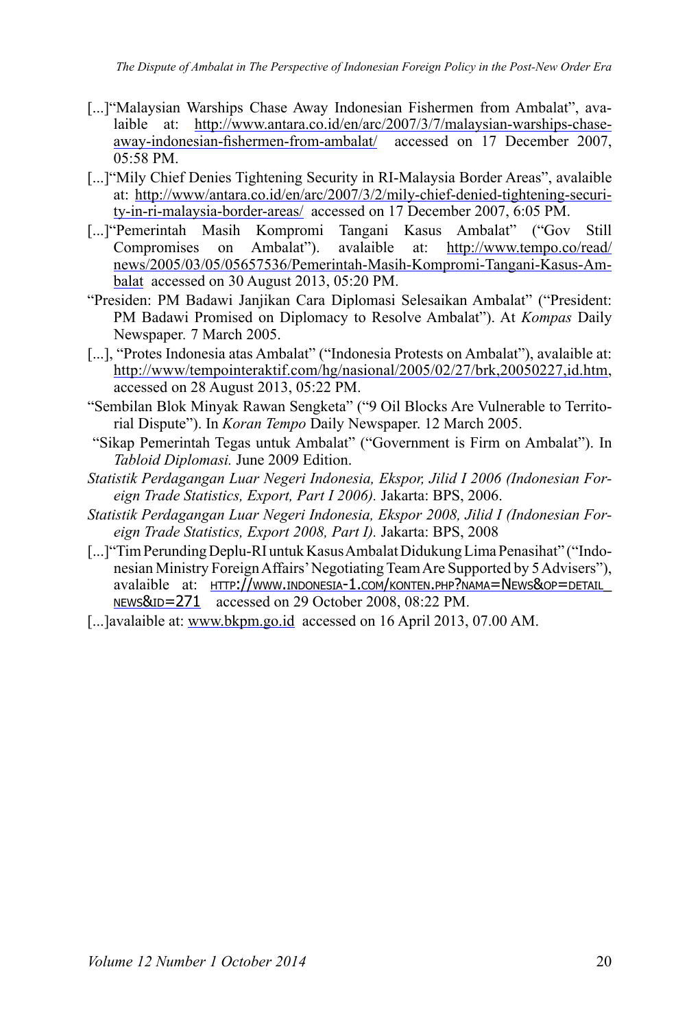[...]"Malaysian Warships Chase Away Indonesian Fishermen from Ambalat", avalaible at: http://www.antara.co.id/en/arc/2007/3/7/malaysian-warships-chase-away-indonesian-fishermen-from-ambalat/ accessed on 17 December 2007, 05:58 PM.

[...]"Mily Chief Denies Tightening Security in RI-Malaysia Border Areas", avalaible at: http://www/antara.co.id/en/arc/2007/3/2/mily-chief-denied-tightening-security-in-ri-malaysia-border-areas/ accessed on 17 December 2007, 6:05 PM.

[...]"Pemerintah Masih Kompromi Tangani Kasus Ambalat" ("Gov Still Compromises on Ambalat"). avalaible at: http://www.tempo.co/read/news/2005/03/05/05657536/Pemerintah-Masih-Kompromi-Tangani-Kasus-Ambalat accessed on 30 August 2013, 05:20 PM.

"Presiden: PM Badawi Janjikan Cara Diplomasi Selesaikan Ambalat" ("President: PM Badawi Promised on Diplomacy to Resolve Ambalat"). At *Kompas* Daily Newspaper. 7 March 2005.

[...], "Protes Indonesia atas Ambalat" ("Indonesia Protests on Ambalat"), avalaible at: http://www/tempointeraktif.com/hg/nasional/2005/02/27/brk,20050227,id.htm, accessed on 28 August 2013, 05:22 PM.

"Sembilan Blok Minyak Rawan Sengketa" ("9 Oil Blocks Are Vulnerable to Territorial Dispute"). In *Koran Tempo* Daily Newspaper. 12 March 2005.

"Sikap Pemerintah Tegas untuk Ambalat" ("Government is Firm on Ambalat"). In *Tabloid Diplomasi.* June 2009 Edition.

*Statistik Perdagangan Luar Negeri Indonesia, Ekspor, Jilid I 2006 (Indonesian Foreign Trade Statistics, Export, Part I 2006).* Jakarta: BPS, 2006.

*Statistik Perdagangan Luar Negeri Indonesia, Ekspor 2008, Jilid I (Indonesian Foreign Trade Statistics, Export 2008, Part I).* Jakarta: BPS, 2008

[...]"Tim Perunding Deplu-RI untuk Kasus Ambalat Didukung Lima Penasihat" ("Indonesian Ministry Foreign Affairs' Negotiating Team Are Supported by 5 Advisers"), avalaible at: http://www.indonesia-1.com/konten.php?nama=News&op=detail_news&id=271 accessed on 29 October 2008, 08:22 PM.

[...]avalaible at: www.bkpm.go.id accessed on 16 April 2013, 07.00 AM.